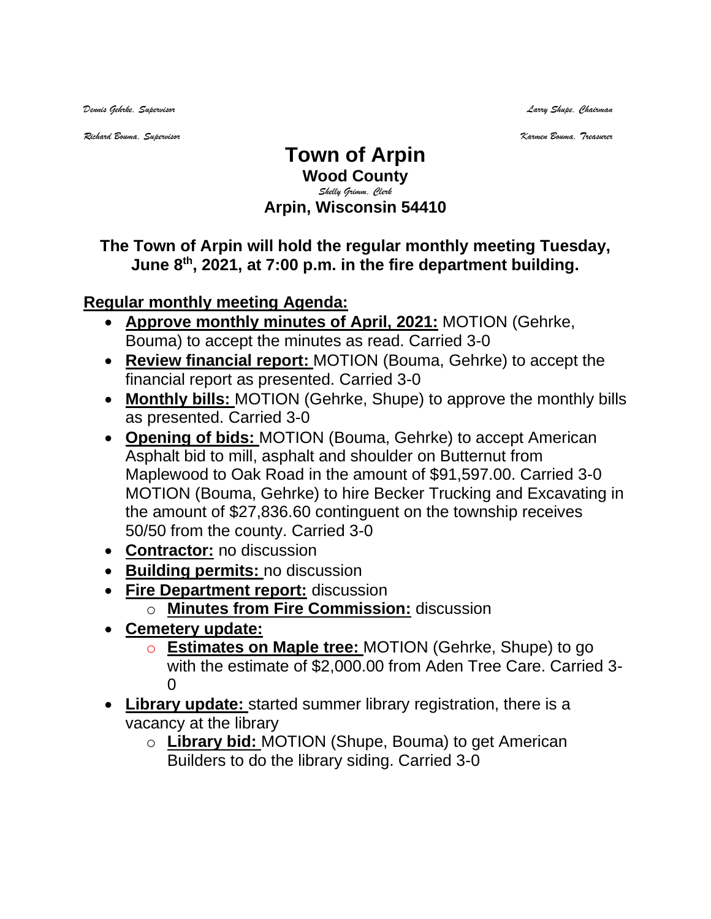*Dennis Gehrke, Supervisor* *Larry Shupe, Chairman*

*Richard Bouma, Supervisor* *Karmen Bouma, Treasurer*

# Town of Arpin

## Wood County

*Shelly Grimm, Clerk*

## Arpin, Wisconsin 54410

**The Town of Arpin will hold the regular monthly meeting Tuesday, June 8th, 2021, at 7:00 p.m. in the fire department building.**

**Regular monthly meeting Agenda:**

- **Approve monthly minutes of April, 2021:** MOTION (Gehrke, Bouma) to accept the minutes as read. Carried 3-0
- **Review financial report:** MOTION (Bouma, Gehrke) to accept the financial report as presented. Carried 3-0
- **Monthly bills:** MOTION (Gehrke, Shupe) to approve the monthly bills as presented. Carried 3-0
- **Opening of bids:** MOTION (Bouma, Gehrke) to accept American Asphalt bid to mill, asphalt and shoulder on Butternut from Maplewood to Oak Road in the amount of $91,597.00. Carried 3-0 MOTION (Bouma, Gehrke) to hire Becker Trucking and Excavating in the amount of $27,836.60 continguent on the township receives 50/50 from the county. Carried 3-0
- **Contractor:** no discussion
- **Building permits:** no discussion
- **Fire Department report:** discussion
  - **Minutes from Fire Commission:** discussion
- **Cemetery update:**
  - **Estimates on Maple tree:** MOTION (Gehrke, Shupe) to go with the estimate of $2,000.00 from Aden Tree Care. Carried 3-0
- **Library update:** started summer library registration, there is a vacancy at the library
  - **Library bid:** MOTION (Shupe, Bouma) to get American Builders to do the library siding. Carried 3-0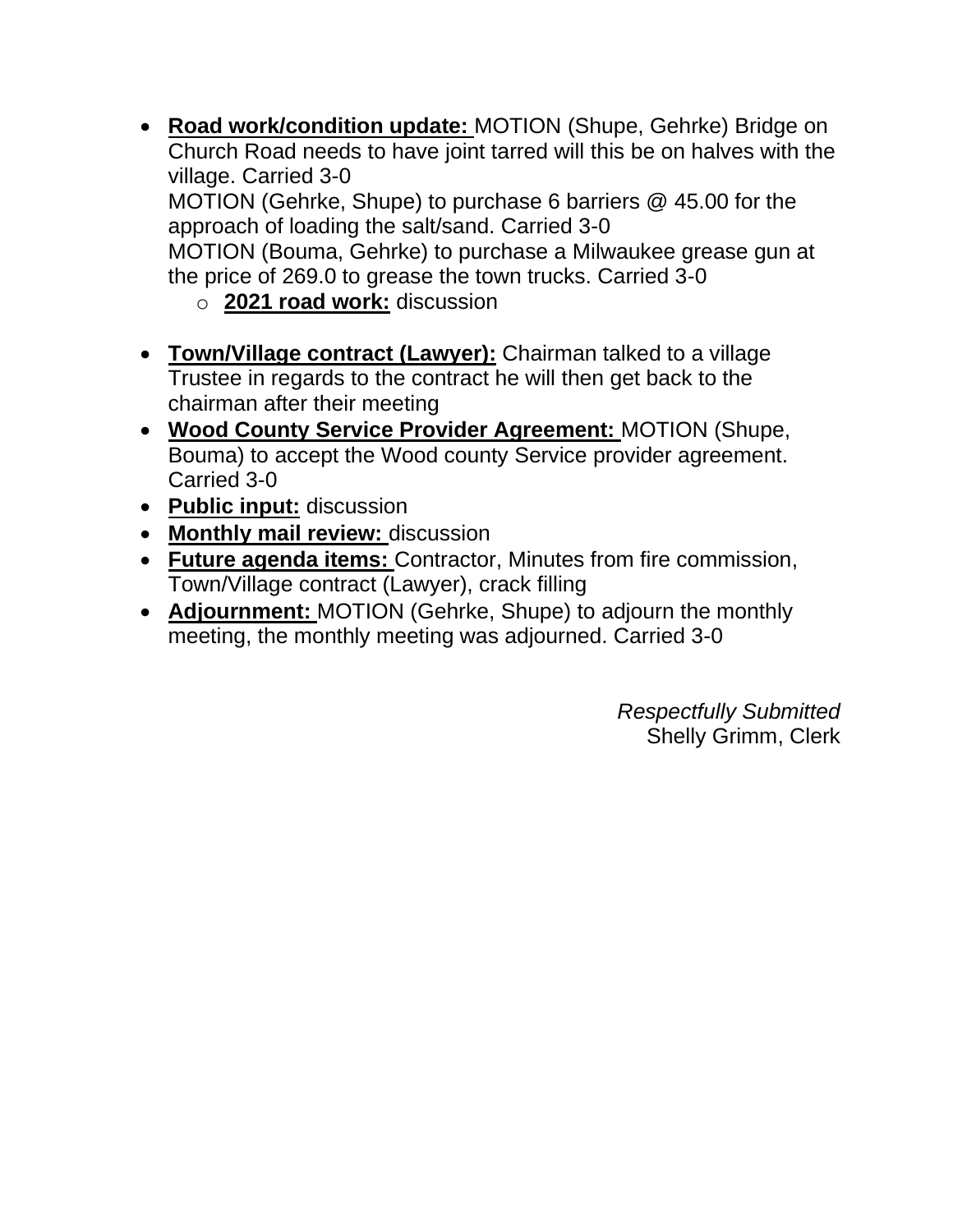- **Road work/condition update:** MOTION (Shupe, Gehrke) Bridge on Church Road needs to have joint tarred will this be on halves with the village. Carried 3-0
  MOTION (Gehrke, Shupe) to purchase 6 barriers @ 45.00 for the approach of loading the salt/sand. Carried 3-0
  MOTION (Bouma, Gehrke) to purchase a Milwaukee grease gun at the price of 269.0 to grease the town trucks. Carried 3-0
  - **2021 road work:** discussion

- **Town/Village contract (Lawyer):** Chairman talked to a village Trustee in regards to the contract he will then get back to the chairman after their meeting
- **Wood County Service Provider Agreement:** MOTION (Shupe, Bouma) to accept the Wood county Service provider agreement. Carried 3-0
- **Public input:** discussion
- **Monthly mail review:** discussion
- **Future agenda items:** Contractor, Minutes from fire commission, Town/Village contract (Lawyer), crack filling
- **Adjournment:** MOTION (Gehrke, Shupe) to adjourn the monthly meeting, the monthly meeting was adjourned. Carried 3-0

*Respectfully Submitted*
Shelly Grimm, Clerk